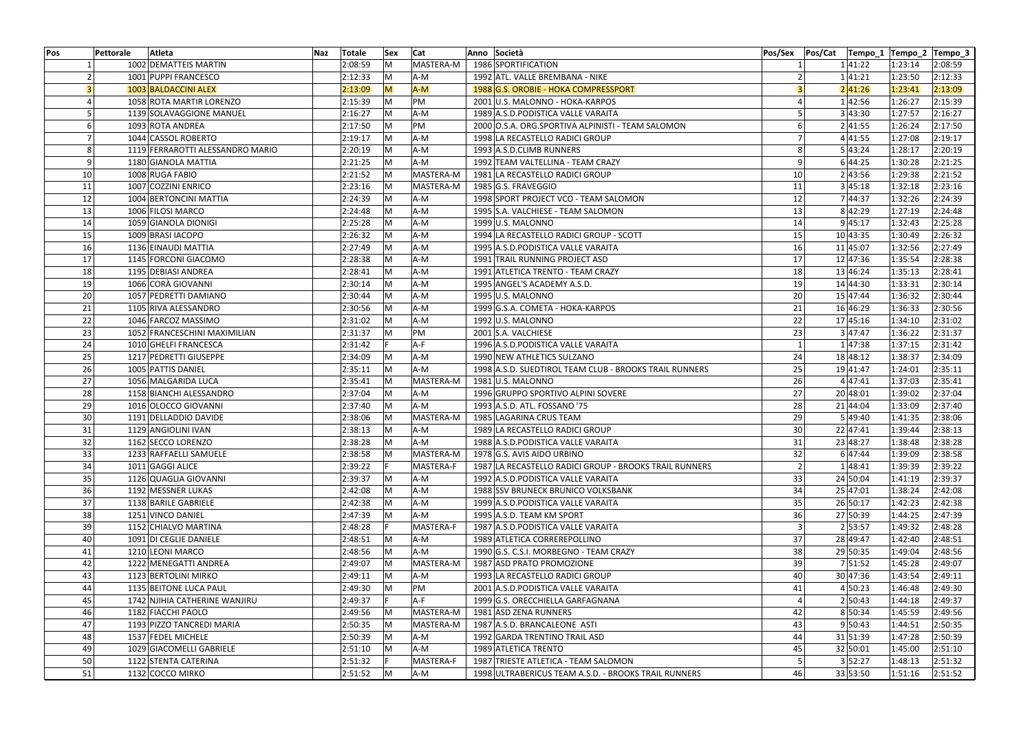| Pos | Pettorale | Atleta | Naz | Totale | Sex | Cat | Anno | Società | Pos/Sex | Pos/Cat | Tempo_1 | Tempo_2 | Tempo_3 |
|---|---|---|---|---|---|---|---|---|---|---|---|---|---|
| 1 | 1002 | DEMATTEIS MARTIN | | 2:08:59 | M | MASTERA-M | 1986 | SPORTIFICATION | 1 | 1 | 41:22 | 1:23:14 | 2:08:59 |
| 2 | 1001 | PUPPI FRANCESCO | | 2:12:33 | M | A-M | 1992 | ATL. VALLE BREMBANA - NIKE | 2 | 1 | 41:21 | 1:23:50 | 2:12:33 |
| 3 | 1003 | BALDACCINI ALEX | | 2:13:09 | M | A-M | 1988 | G.S. OROBIE - HOKA COMPRESSPORT | 3 | 2 | 41:26 | 1:23:41 | 2:13:09 |
| 4 | 1058 | ROTA MARTIR LORENZO | | 2:15:39 | M | PM | 2001 | U.S. MALONNO - HOKA-KARPOS | 4 | 1 | 42:56 | 1:26:27 | 2:15:39 |
| 5 | 1139 | SOLAVAGGIONE MANUEL | | 2:16:27 | M | A-M | 1989 | A.S.D.PODISTICA VALLE VARAITA | 5 | 3 | 43:30 | 1:27:57 | 2:16:27 |
| 6 | 1093 | ROTA ANDREA | | 2:17:50 | M | PM | 2000 | O.S.A. ORG.SPORTIVA ALPINISTI - TEAM SALOMON | 6 | 2 | 41:55 | 1:26:24 | 2:17:50 |
| 7 | 1044 | CASSOL ROBERTO | | 2:19:17 | M | A-M | 1998 | LA RECASTELLO RADICI GROUP | 7 | 4 | 41:55 | 1:27:08 | 2:19:17 |
| 8 | 1119 | FERRAROTTI ALESSANDRO MARIO | | 2:20:19 | M | A-M | 1993 | A.S.D.CLIMB RUNNERS | 8 | 5 | 43:24 | 1:28:17 | 2:20:19 |
| 9 | 1180 | GIANOLA MATTIA | | 2:21:25 | M | A-M | 1992 | TEAM VALTELLINA - TEAM CRAZY | 9 | 6 | 44:25 | 1:30:28 | 2:21:25 |
| 10 | 1008 | RUGA FABIO | | 2:21:52 | M | MASTERA-M | 1981 | LA RECASTELLO RADICI GROUP | 10 | 2 | 43:56 | 1:29:38 | 2:21:52 |
| 11 | 1007 | COZZINI ENRICO | | 2:23:16 | M | MASTERA-M | 1985 | G.S. FRAVEGGIO | 11 | 3 | 45:18 | 1:32:18 | 2:23:16 |
| 12 | 1004 | BERTONCINI MATTIA | | 2:24:39 | M | A-M | 1998 | SPORT PROJECT VCO - TEAM SALOMON | 12 | 7 | 44:37 | 1:32:26 | 2:24:39 |
| 13 | 1006 | FILOSI MARCO | | 2:24:48 | M | A-M | 1995 | S.A. VALCHIESE - TEAM SALOMON | 13 | 8 | 42:29 | 1:27:19 | 2:24:48 |
| 14 | 1059 | GIANOLA DIONIGI | | 2:25:28 | M | A-M | 1999 | U.S. MALONNO | 14 | 9 | 45:17 | 1:32:43 | 2:25:28 |
| 15 | 1009 | BRASI IACOPO | | 2:26:32 | M | A-M | 1994 | LA RECASTELLO RADICI GROUP - SCOTT | 15 | 10 | 43:35 | 1:30:49 | 2:26:32 |
| 16 | 1136 | EINAUDI MATTIA | | 2:27:49 | M | A-M | 1995 | A.S.D.PODISTICA VALLE VARAITA | 16 | 11 | 45:07 | 1:32:56 | 2:27:49 |
| 17 | 1145 | FORCONI GIACOMO | | 2:28:38 | M | A-M | 1991 | TRAIL RUNNING PROJECT ASD | 17 | 12 | 47:36 | 1:35:54 | 2:28:38 |
| 18 | 1195 | DEBIASI ANDREA | | 2:28:41 | M | A-M | 1991 | ATLETICA TRENTO - TEAM CRAZY | 18 | 13 | 46:24 | 1:35:13 | 2:28:41 |
| 19 | 1066 | CORÀ GIOVANNI | | 2:30:14 | M | A-M | 1995 | ANGEL'S ACADEMY A.S.D. | 19 | 14 | 44:30 | 1:33:31 | 2:30:14 |
| 20 | 1057 | PEDRETTI DAMIANO | | 2:30:44 | M | A-M | 1995 | U.S. MALONNO | 20 | 15 | 47:44 | 1:36:32 | 2:30:44 |
| 21 | 1105 | RIVA ALESSANDRO | | 2:30:56 | M | A-M | 1999 | G.S.A. COMETA - HOKA-KARPOS | 21 | 16 | 46:29 | 1:36:33 | 2:30:56 |
| 22 | 1046 | FARCOZ MASSIMO | | 2:31:02 | M | A-M | 1992 | U.S. MALONNO | 22 | 17 | 45:16 | 1:34:10 | 2:31:02 |
| 23 | 1052 | FRANCESCHINI MAXIMILIAN | | 2:31:37 | M | PM | 2001 | S.A. VALCHIESE | 23 | 3 | 47:47 | 1:36:22 | 2:31:37 |
| 24 | 1010 | GHELFI FRANCESCA | | 2:31:42 | F | A-F | 1996 | A.S.D.PODISTICA VALLE VARAITA | 1 | 1 | 47:38 | 1:37:15 | 2:31:42 |
| 25 | 1217 | PEDRETTI GIUSEPPE | | 2:34:09 | M | A-M | 1990 | NEW ATHLETICS SULZANO | 24 | 18 | 48:12 | 1:38:37 | 2:34:09 |
| 26 | 1005 | PATTIS DANIEL | | 2:35:11 | M | A-M | 1998 | A.S.D. SUEDTIROL TEAM CLUB - BROOKS TRAIL RUNNERS | 25 | 19 | 41:47 | 1:24:01 | 2:35:11 |
| 27 | 1056 | MALGARIDA LUCA | | 2:35:41 | M | MASTERA-M | 1981 | U.S. MALONNO | 26 | 4 | 47:41 | 1:37:03 | 2:35:41 |
| 28 | 1158 | BIANCHI ALESSANDRO | | 2:37:04 | M | A-M | 1996 | GRUPPO SPORTIVO ALPINI SOVERE | 27 | 20 | 48:01 | 1:39:02 | 2:37:04 |
| 29 | 1016 | OLOCCO GIOVANNI | | 2:37:40 | M | A-M | 1993 | A.S.D. ATL. FOSSANO '75 | 28 | 21 | 44:04 | 1:33:09 | 2:37:40 |
| 30 | 1191 | DELLADDIO DAVIDE | | 2:38:06 | M | MASTERA-M | 1985 | LAGARINA CRUS TEAM | 29 | 5 | 49:40 | 1:41:35 | 2:38:06 |
| 31 | 1129 | ANGIOLINI IVAN | | 2:38:13 | M | A-M | 1989 | LA RECASTELLO RADICI GROUP | 30 | 22 | 47:41 | 1:39:44 | 2:38:13 |
| 32 | 1162 | SECCO LORENZO | | 2:38:28 | M | A-M | 1988 | A.S.D.PODISTICA VALLE VARAITA | 31 | 23 | 48:27 | 1:38:48 | 2:38:28 |
| 33 | 1233 | RAFFAELLI SAMUELE | | 2:38:58 | M | MASTERA-M | 1978 | G.S. AVIS AIDO URBINO | 32 | 6 | 47:44 | 1:39:09 | 2:38:58 |
| 34 | 1011 | GAGGI ALICE | | 2:39:22 | F | MASTERA-F | 1987 | LA RECASTELLO RADICI GROUP - BROOKS TRAIL RUNNERS | 2 | 1 | 48:41 | 1:39:39 | 2:39:22 |
| 35 | 1126 | QUAGLIA GIOVANNI | | 2:39:37 | M | A-M | 1992 | A.S.D.PODISTICA VALLE VARAITA | 33 | 24 | 50:04 | 1:41:19 | 2:39:37 |
| 36 | 1192 | MESSNER LUKAS | | 2:42:08 | M | A-M | 1988 | SSV BRUNECK BRUNICO VOLKSBANK | 34 | 25 | 47:01 | 1:38:24 | 2:42:08 |
| 37 | 1138 | BARILE GABRIELE | | 2:42:38 | M | A-M | 1999 | A.S.D.PODISTICA VALLE VARAITA | 35 | 26 | 50:17 | 1:42:23 | 2:42:38 |
| 38 | 1251 | VINCO DANIEL | | 2:47:39 | M | A-M | 1995 | A.S.D. TEAM KM SPORT | 36 | 27 | 50:39 | 1:44:25 | 2:47:39 |
| 39 | 1152 | CHIALVO MARTINA | | 2:48:28 | F | MASTERA-F | 1987 | A.S.D.PODISTICA VALLE VARAITA | 3 | 2 | 53:57 | 1:49:32 | 2:48:28 |
| 40 | 1091 | DI CEGLIE DANIELE | | 2:48:51 | M | A-M | 1989 | ATLETICA CORREREPOLLINO | 37 | 28 | 49:47 | 1:42:40 | 2:48:51 |
| 41 | 1210 | LEONI MARCO | | 2:48:56 | M | A-M | 1990 | G.S. C.S.I. MORBEGNO - TEAM CRAZY | 38 | 29 | 50:35 | 1:49:04 | 2:48:56 |
| 42 | 1222 | MENEGATTI ANDREA | | 2:49:07 | M | MASTERA-M | 1987 | ASD PRATO PROMOZIONE | 39 | 7 | 51:52 | 1:45:28 | 2:49:07 |
| 43 | 1123 | BERTOLINI MIRKO | | 2:49:11 | M | A-M | 1993 | LA RECASTELLO RADICI GROUP | 40 | 30 | 47:36 | 1:43:54 | 2:49:11 |
| 44 | 1135 | BEITONE LUCA PAUL | | 2:49:30 | M | PM | 2001 | A.S.D.PODISTICA VALLE VARAITA | 41 | 4 | 50:23 | 1:46:48 | 2:49:30 |
| 45 | 1742 | NJIHIA CATHERINE WANJIRU | | 2:49:37 | F | A-F | 1999 | G.S. ORECCHIELLA GARFAGNANA | 4 | 2 | 50:43 | 1:44:18 | 2:49:37 |
| 46 | 1182 | FIACCHI PAOLO | | 2:49:56 | M | MASTERA-M | 1981 | ASD ZENA RUNNERS | 42 | 8 | 50:34 | 1:45:59 | 2:49:56 |
| 47 | 1193 | PIZZO TANCREDI MARIA | | 2:50:35 | M | MASTERA-M | 1987 | A.S.D. BRANCALEONE ASTI | 43 | 9 | 50:43 | 1:44:51 | 2:50:35 |
| 48 | 1537 | FEDEL MICHELE | | 2:50:39 | M | A-M | 1992 | GARDA TRENTINO TRAIL ASD | 44 | 31 | 51:39 | 1:47:28 | 2:50:39 |
| 49 | 1029 | GIACOMELLI GABRIELE | | 2:51:10 | M | A-M | 1989 | ATLETICA TRENTO | 45 | 32 | 50:01 | 1:45:00 | 2:51:10 |
| 50 | 1122 | STENTA CATERINA | | 2:51:32 | F | MASTERA-F | 1987 | TRIESTE ATLETICA - TEAM SALOMON | 5 | 3 | 52:27 | 1:48:13 | 2:51:32 |
| 51 | 1132 | COCCO MIRKO | | 2:51:52 | M | A-M | 1998 | ULTRABERICUS TEAM A.S.D. - BROOKS TRAIL RUNNERS | 46 | 33 | 53:50 | 1:51:16 | 2:51:52 |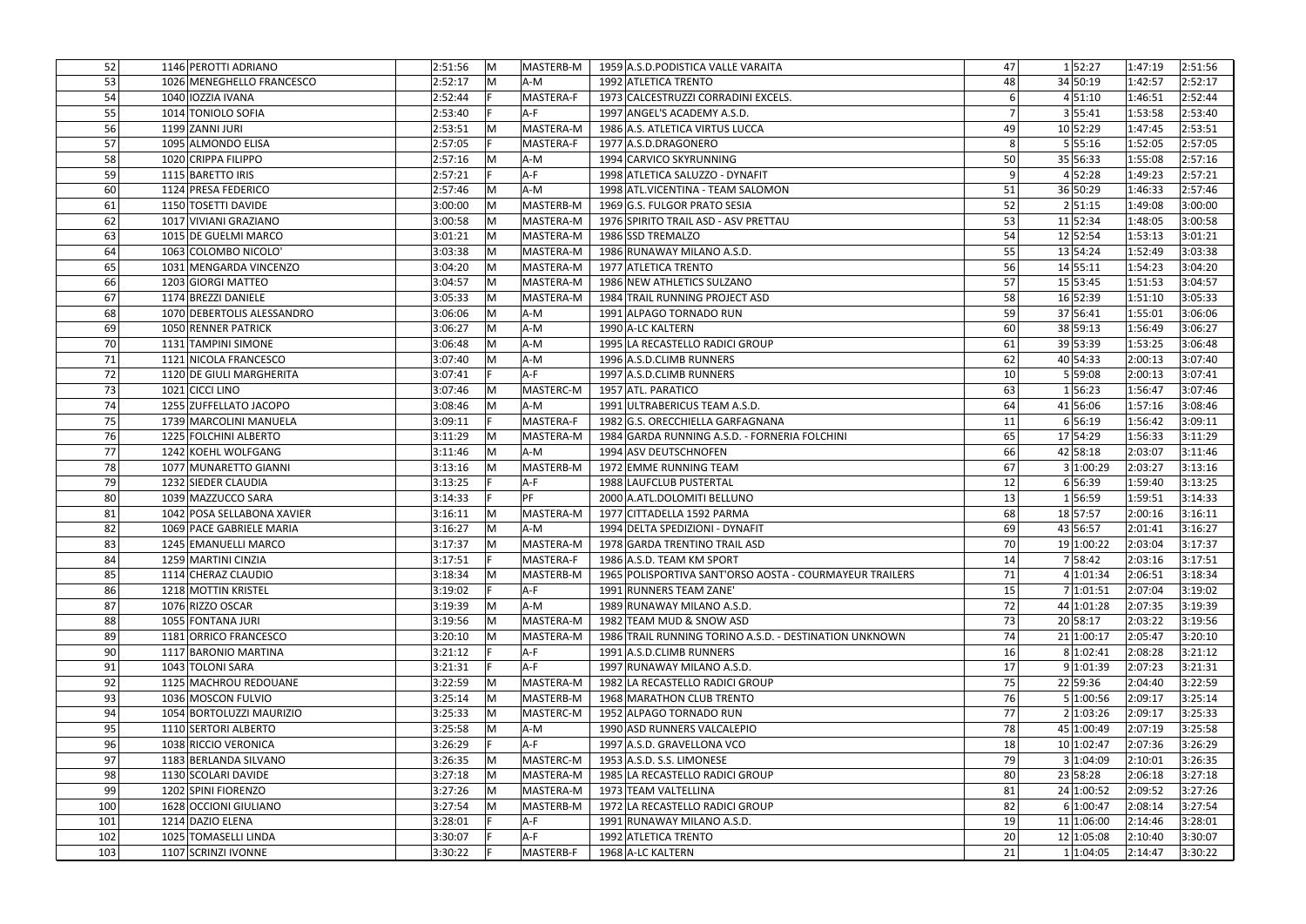| | | | | | | | | | | | | |
|---|---|---|---|---|---|---|---|---|---|---|---|---|
| 52 | 1146 | PEROTTI ADRIANO | 2:51:56 | M | MASTERB-M | 1959 | A.S.D.PODISTICA VALLE VARAITA | 47 | 1 | 52:27 | 1:47:19 | 2:51:56 |
| 53 | 1026 | MENEGHELLO FRANCESCO | 2:52:17 | M | A-M | 1992 | ATLETICA TRENTO | 48 | 34 | 50:19 | 1:42:57 | 2:52:17 |
| 54 | 1040 | IOZZIA IVANA | 2:52:44 | F | MASTERA-F | 1973 | CALCESTRUZZI CORRADINI EXCELS. | 6 | 4 | 51:10 | 1:46:51 | 2:52:44 |
| 55 | 1014 | TONIOLO SOFIA | 2:53:40 | F | A-F | 1997 | ANGEL'S ACADEMY A.S.D. | 7 | 3 | 55:41 | 1:53:58 | 2:53:40 |
| 56 | 1199 | ZANNI JURI | 2:53:51 | M | MASTERA-M | 1986 | A.S. ATLETICA VIRTUS LUCCA | 49 | 10 | 52:29 | 1:47:45 | 2:53:51 |
| 57 | 1095 | ALMONDO ELISA | 2:57:05 | F | MASTERA-F | 1977 | A.S.D.DRAGONERO | 8 | 5 | 55:16 | 1:52:05 | 2:57:05 |
| 58 | 1020 | CRIPPA FILIPPO | 2:57:16 | M | A-M | 1994 | CARVICO SKYRUNNING | 50 | 35 | 56:33 | 1:55:08 | 2:57:16 |
| 59 | 1115 | BARETTO IRIS | 2:57:21 | F | A-F | 1998 | ATLETICA SALUZZO - DYNAFIT | 9 | 4 | 52:28 | 1:49:23 | 2:57:21 |
| 60 | 1124 | PRESA FEDERICO | 2:57:46 | M | A-M | 1998 | ATL.VICENTINA - TEAM SALOMON | 51 | 36 | 50:29 | 1:46:33 | 2:57:46 |
| 61 | 1150 | TOSETTI DAVIDE | 3:00:00 | M | MASTERB-M | 1969 | G.S. FULGOR PRATO SESIA | 52 | 2 | 51:15 | 1:49:08 | 3:00:00 |
| 62 | 1017 | VIVIANI GRAZIANO | 3:00:58 | M | MASTERA-M | 1976 | SPIRITO TRAIL ASD - ASV PRETTAU | 53 | 11 | 52:34 | 1:48:05 | 3:00:58 |
| 63 | 1015 | DE GUELMI MARCO | 3:01:21 | M | MASTERA-M | 1986 | SSD TREMALZO | 54 | 12 | 52:54 | 1:53:13 | 3:01:21 |
| 64 | 1063 | COLOMBO NICOLO' | 3:03:38 | M | MASTERA-M | 1986 | RUNAWAY MILANO A.S.D. | 55 | 13 | 54:24 | 1:52:49 | 3:03:38 |
| 65 | 1031 | MENGARDA VINCENZO | 3:04:20 | M | MASTERA-M | 1977 | ATLETICA TRENTO | 56 | 14 | 55:11 | 1:54:23 | 3:04:20 |
| 66 | 1203 | GIORGI MATTEO | 3:04:57 | M | MASTERA-M | 1986 | NEW ATHLETICS SULZANO | 57 | 15 | 53:45 | 1:51:53 | 3:04:57 |
| 67 | 1174 | BREZZI DANIELE | 3:05:33 | M | MASTERA-M | 1984 | TRAIL RUNNING PROJECT ASD | 58 | 16 | 52:39 | 1:51:10 | 3:05:33 |
| 68 | 1070 | DEBERTOLIS ALESSANDRO | 3:06:06 | M | A-M | 1991 | ALPAGO TORNADO RUN | 59 | 37 | 56:41 | 1:55:01 | 3:06:06 |
| 69 | 1050 | RENNER PATRICK | 3:06:27 | M | A-M | 1990 | A-LC KALTERN | 60 | 38 | 59:13 | 1:56:49 | 3:06:27 |
| 70 | 1131 | TAMPINI SIMONE | 3:06:48 | M | A-M | 1995 | LA RECASTELLO RADICI GROUP | 61 | 39 | 53:39 | 1:53:25 | 3:06:48 |
| 71 | 1121 | NICOLA FRANCESCO | 3:07:40 | M | A-M | 1996 | A.S.D.CLIMB RUNNERS | 62 | 40 | 54:33 | 2:00:13 | 3:07:40 |
| 72 | 1120 | DE GIULI MARGHERITA | 3:07:41 | F | A-F | 1997 | A.S.D.CLIMB RUNNERS | 10 | 5 | 59:08 | 2:00:13 | 3:07:41 |
| 73 | 1021 | CICCI LINO | 3:07:46 | M | MASTERC-M | 1957 | ATL. PARATICO | 63 | 1 | 56:23 | 1:56:47 | 3:07:46 |
| 74 | 1255 | ZUFFELLATO JACOPO | 3:08:46 | M | A-M | 1991 | ULTRABERICUS TEAM A.S.D. | 64 | 41 | 56:06 | 1:57:16 | 3:08:46 |
| 75 | 1739 | MARCOLINI MANUELA | 3:09:11 | F | MASTERA-F | 1982 | G.S. ORECCHIELLA GARFAGNANA | 11 | 6 | 56:19 | 1:56:42 | 3:09:11 |
| 76 | 1225 | FOLCHINI ALBERTO | 3:11:29 | M | MASTERA-M | 1984 | GARDA RUNNING A.S.D. - FORNERIA FOLCHINI | 65 | 17 | 54:29 | 1:56:33 | 3:11:29 |
| 77 | 1242 | KOEHL WOLFGANG | 3:11:46 | M | A-M | 1994 | ASV DEUTSCHNOFEN | 66 | 42 | 58:18 | 2:03:07 | 3:11:46 |
| 78 | 1077 | MUNARETTO GIANNI | 3:13:16 | M | MASTERB-M | 1972 | EMME RUNNING TEAM | 67 | 3 | 1:00:29 | 2:03:27 | 3:13:16 |
| 79 | 1232 | SIEDER CLAUDIA | 3:13:25 | F | A-F | 1988 | LAUFCLUB PUSTERTAL | 12 | 6 | 56:39 | 1:59:40 | 3:13:25 |
| 80 | 1039 | MAZZUCCO SARA | 3:14:33 | F | PF | 2000 | A.ATL.DOLOMITI BELLUNO | 13 | 1 | 56:59 | 1:59:51 | 3:14:33 |
| 81 | 1042 | POSA SELLABONA XAVIER | 3:16:11 | M | MASTERA-M | 1977 | CITTADELLA 1592 PARMA | 68 | 18 | 57:57 | 2:00:16 | 3:16:11 |
| 82 | 1069 | PACE GABRIELE MARIA | 3:16:27 | M | A-M | 1994 | DELTA SPEDIZIONI - DYNAFIT | 69 | 43 | 56:57 | 2:01:41 | 3:16:27 |
| 83 | 1245 | EMANUELLI MARCO | 3:17:37 | M | MASTERA-M | 1978 | GARDA TRENTINO TRAIL ASD | 70 | 19 | 1:00:22 | 2:03:04 | 3:17:37 |
| 84 | 1259 | MARTINI CINZIA | 3:17:51 | F | MASTERA-F | 1986 | A.S.D. TEAM KM SPORT | 14 | 7 | 58:42 | 2:03:16 | 3:17:51 |
| 85 | 1114 | CHERAZ CLAUDIO | 3:18:34 | M | MASTERB-M | 1965 | POLISPORTIVA SANT'ORSO AOSTA - COURMAYEUR TRAILERS | 71 | 4 | 1:01:34 | 2:06:51 | 3:18:34 |
| 86 | 1218 | MOTTIN KRISTEL | 3:19:02 | F | A-F | 1991 | RUNNERS TEAM ZANE' | 15 | 7 | 1:01:51 | 2:07:04 | 3:19:02 |
| 87 | 1076 | RIZZO OSCAR | 3:19:39 | M | A-M | 1989 | RUNAWAY MILANO A.S.D. | 72 | 44 | 1:01:28 | 2:07:35 | 3:19:39 |
| 88 | 1055 | FONTANA JURI | 3:19:56 | M | MASTERA-M | 1982 | TEAM MUD & SNOW ASD | 73 | 20 | 58:17 | 2:03:22 | 3:19:56 |
| 89 | 1181 | ORRICO FRANCESCO | 3:20:10 | M | MASTERA-M | 1986 | TRAIL RUNNING TORINO A.S.D. - DESTINATION UNKNOWN | 74 | 21 | 1:00:17 | 2:05:47 | 3:20:10 |
| 90 | 1117 | BARONIO MARTINA | 3:21:12 | F | A-F | 1991 | A.S.D.CLIMB RUNNERS | 16 | 8 | 1:02:41 | 2:08:28 | 3:21:12 |
| 91 | 1043 | TOLONI SARA | 3:21:31 | F | A-F | 1997 | RUNAWAY MILANO A.S.D. | 17 | 9 | 1:01:39 | 2:07:23 | 3:21:31 |
| 92 | 1125 | MACHROU REDOUANE | 3:22:59 | M | MASTERA-M | 1982 | LA RECASTELLO RADICI GROUP | 75 | 22 | 59:36 | 2:04:40 | 3:22:59 |
| 93 | 1036 | MOSCON FULVIO | 3:25:14 | M | MASTERB-M | 1968 | MARATHON CLUB TRENTO | 76 | 5 | 1:00:56 | 2:09:17 | 3:25:14 |
| 94 | 1054 | BORTOLUZZI MAURIZIO | 3:25:33 | M | MASTERC-M | 1952 | ALPAGO TORNADO RUN | 77 | 2 | 1:03:26 | 2:09:17 | 3:25:33 |
| 95 | 1110 | SERTORI ALBERTO | 3:25:58 | M | A-M | 1990 | ASD RUNNERS VALCALEPIO | 78 | 45 | 1:00:49 | 2:07:19 | 3:25:58 |
| 96 | 1038 | RICCIO VERONICA | 3:26:29 | F | A-F | 1997 | A.S.D. GRAVELLONA VCO | 18 | 10 | 1:02:47 | 2:07:36 | 3:26:29 |
| 97 | 1183 | BERLANDA SILVANO | 3:26:35 | M | MASTERC-M | 1953 | A.S.D. S.S. LIMONESE | 79 | 3 | 1:04:09 | 2:10:01 | 3:26:35 |
| 98 | 1130 | SCOLARI DAVIDE | 3:27:18 | M | MASTERA-M | 1985 | LA RECASTELLO RADICI GROUP | 80 | 23 | 58:28 | 2:06:18 | 3:27:18 |
| 99 | 1202 | SPINI FIORENZO | 3:27:26 | M | MASTERA-M | 1973 | TEAM VALTELLINA | 81 | 24 | 1:00:52 | 2:09:52 | 3:27:26 |
| 100 | 1628 | OCCIONI GIULIANO | 3:27:54 | M | MASTERB-M | 1972 | LA RECASTELLO RADICI GROUP | 82 | 6 | 1:00:47 | 2:08:14 | 3:27:54 |
| 101 | 1214 | DAZIO ELENA | 3:28:01 | F | A-F | 1991 | RUNAWAY MILANO A.S.D. | 19 | 11 | 1:06:00 | 2:14:46 | 3:28:01 |
| 102 | 1025 | TOMASELLI LINDA | 3:30:07 | F | A-F | 1992 | ATLETICA TRENTO | 20 | 12 | 1:05:08 | 2:10:40 | 3:30:07 |
| 103 | 1107 | SCRINZI IVONNE | 3:30:22 | F | MASTERB-F | 1968 | A-LC KALTERN | 21 | 1 | 1:04:05 | 2:14:47 | 3:30:22 |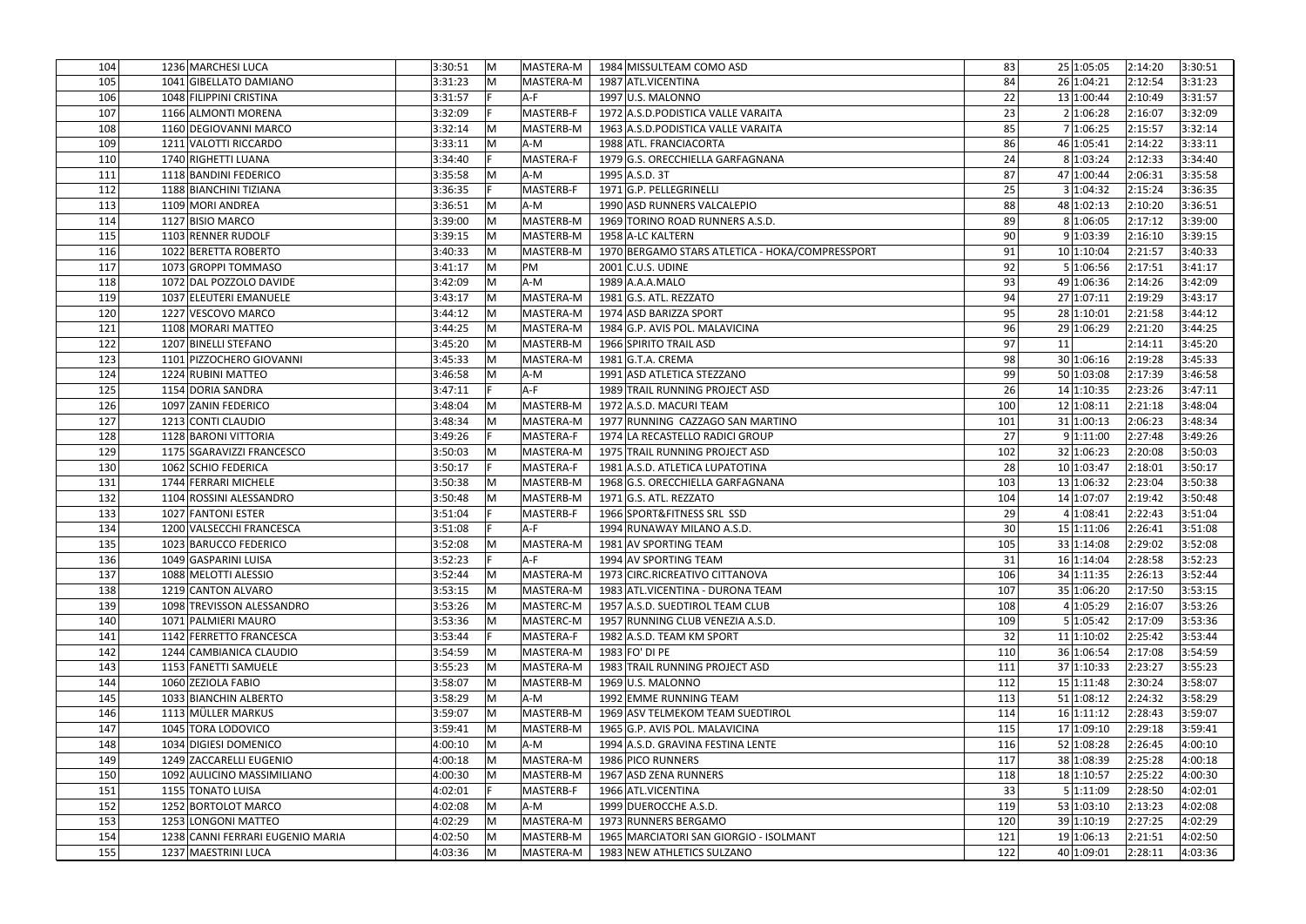| | | | | | | | | | | | |
|---|---|---|---|---|---|---|---|---|---|---|---|
| 104 | 1236 | MARCHESI LUCA | 3:30:51 | M | MASTERA-M | 1984 | MISSULTEAM COMO ASD | 83 | 25 | 1:05:05 | 2:14:20 | 3:30:51 |
| 105 | 1041 | GIBELLATO DAMIANO | 3:31:23 | M | MASTERA-M | 1987 | ATL.VICENTINA | 84 | 26 | 1:04:21 | 2:12:54 | 3:31:23 |
| 106 | 1048 | FILIPPINI CRISTINA | 3:31:57 | F | A-F | 1997 | U.S. MALONNO | 22 | 13 | 1:00:44 | 2:10:49 | 3:31:57 |
| 107 | 1166 | ALMONTI MORENA | 3:32:09 | F | MASTERB-F | 1972 | A.S.D.PODISTICA VALLE VARAITA | 23 | 2 | 1:06:28 | 2:16:07 | 3:32:09 |
| 108 | 1160 | DEGIOVANNI MARCO | 3:32:14 | M | MASTERB-M | 1963 | A.S.D.PODISTICA VALLE VARAITA | 85 | 7 | 1:06:25 | 2:15:57 | 3:32:14 |
| 109 | 1211 | VALOTTI RICCARDO | 3:33:11 | M | A-M | 1988 | ATL. FRANCIACORTA | 86 | 46 | 1:05:41 | 2:14:22 | 3:33:11 |
| 110 | 1740 | RIGHETTI LUANA | 3:34:40 | F | MASTERA-F | 1979 | G.S. ORECCHIELLA GARFAGNANA | 24 | 8 | 1:03:24 | 2:12:33 | 3:34:40 |
| 111 | 1118 | BANDINI FEDERICO | 3:35:58 | M | A-M | 1995 | A.S.D. 3T | 87 | 47 | 1:00:44 | 2:06:31 | 3:35:58 |
| 112 | 1188 | BIANCHINI TIZIANA | 3:36:35 | F | MASTERB-F | 1971 | G.P. PELLEGRINELLI | 25 | 3 | 1:04:32 | 2:15:24 | 3:36:35 |
| 113 | 1109 | MORI ANDREA | 3:36:51 | M | A-M | 1990 | ASD RUNNERS VALCALEPIO | 88 | 48 | 1:02:13 | 2:10:20 | 3:36:51 |
| 114 | 1127 | BISIO MARCO | 3:39:00 | M | MASTERB-M | 1969 | TORINO ROAD RUNNERS A.S.D. | 89 | 8 | 1:06:05 | 2:17:12 | 3:39:00 |
| 115 | 1103 | RENNER RUDOLF | 3:39:15 | M | MASTERB-M | 1958 | A-LC KALTERN | 90 | 9 | 1:03:39 | 2:16:10 | 3:39:15 |
| 116 | 1022 | BERETTA ROBERTO | 3:40:33 | M | MASTERB-M | 1970 | BERGAMO STARS ATLETICA - HOKA/COMPRESSPORT | 91 | 10 | 1:10:04 | 2:21:57 | 3:40:33 |
| 117 | 1073 | GROPPI TOMMASO | 3:41:17 | M | PM | 2001 | C.U.S. UDINE | 92 | 5 | 1:06:56 | 2:17:51 | 3:41:17 |
| 118 | 1072 | DAL POZZOLO DAVIDE | 3:42:09 | M | A-M | 1989 | A.A.A.MALO | 93 | 49 | 1:06:36 | 2:14:26 | 3:42:09 |
| 119 | 1037 | ELEUTERI EMANUELE | 3:43:17 | M | MASTERA-M | 1981 | G.S. ATL. REZZATO | 94 | 27 | 1:07:11 | 2:19:29 | 3:43:17 |
| 120 | 1227 | VESCOVO MARCO | 3:44:12 | M | MASTERA-M | 1974 | ASD BARIZZA SPORT | 95 | 28 | 1:10:01 | 2:21:58 | 3:44:12 |
| 121 | 1108 | MORARI MATTEO | 3:44:25 | M | MASTERA-M | 1984 | G.P. AVIS POL. MALAVICINA | 96 | 29 | 1:06:29 | 2:21:20 | 3:44:25 |
| 122 | 1207 | BINELLI STEFANO | 3:45:20 | M | MASTERB-M | 1966 | SPIRITO TRAIL ASD | 97 | 11 | | 2:14:11 | 3:45:20 |
| 123 | 1101 | PIZZOCHERO GIOVANNI | 3:45:33 | M | MASTERA-M | 1981 | G.T.A. CREMA | 98 | 30 | 1:06:16 | 2:19:28 | 3:45:33 |
| 124 | 1224 | RUBINI MATTEO | 3:46:58 | M | A-M | 1991 | ASD ATLETICA STEZZANO | 99 | 50 | 1:03:08 | 2:17:39 | 3:46:58 |
| 125 | 1154 | DORIA SANDRA | 3:47:11 | F | A-F | 1989 | TRAIL RUNNING PROJECT ASD | 26 | 14 | 1:10:35 | 2:23:26 | 3:47:11 |
| 126 | 1097 | ZANIN FEDERICO | 3:48:04 | M | MASTERB-M | 1972 | A.S.D. MACURI TEAM | 100 | 12 | 1:08:11 | 2:21:18 | 3:48:04 |
| 127 | 1213 | CONTI CLAUDIO | 3:48:34 | M | MASTERA-M | 1977 | RUNNING CAZZAGO SAN MARTINO | 101 | 31 | 1:00:13 | 2:06:23 | 3:48:34 |
| 128 | 1128 | BARONI VITTORIA | 3:49:26 | F | MASTERA-F | 1974 | LA RECASTELLO RADICI GROUP | 27 | 9 | 1:11:00 | 2:27:48 | 3:49:26 |
| 129 | 1175 | SGARAVIZZI FRANCESCO | 3:50:03 | M | MASTERA-M | 1975 | TRAIL RUNNING PROJECT ASD | 102 | 32 | 1:06:23 | 2:20:08 | 3:50:03 |
| 130 | 1062 | SCHIO FEDERICA | 3:50:17 | F | MASTERA-F | 1981 | A.S.D. ATLETICA LUPATOTINA | 28 | 10 | 1:03:47 | 2:18:01 | 3:50:17 |
| 131 | 1744 | FERRARI MICHELE | 3:50:38 | M | MASTERB-M | 1968 | G.S. ORECCHIELLA GARFAGNANA | 103 | 13 | 1:06:32 | 2:23:04 | 3:50:38 |
| 132 | 1104 | ROSSINI ALESSANDRO | 3:50:48 | M | MASTERB-M | 1971 | G.S. ATL. REZZATO | 104 | 14 | 1:07:07 | 2:19:42 | 3:50:48 |
| 133 | 1027 | FANTONI ESTER | 3:51:04 | F | MASTERB-F | 1966 | SPORT&FITNESS SRL SSD | 29 | 4 | 1:08:41 | 2:22:43 | 3:51:04 |
| 134 | 1200 | VALSECCHI FRANCESCA | 3:51:08 | F | A-F | 1994 | RUNAWAY MILANO A.S.D. | 30 | 15 | 1:11:06 | 2:26:41 | 3:51:08 |
| 135 | 1023 | BARUCCO FEDERICO | 3:52:08 | M | MASTERA-M | 1981 | AV SPORTING TEAM | 105 | 33 | 1:14:08 | 2:29:02 | 3:52:08 |
| 136 | 1049 | GASPARINI LUISA | 3:52:23 | F | A-F | 1994 | AV SPORTING TEAM | 31 | 16 | 1:14:04 | 2:28:58 | 3:52:23 |
| 137 | 1088 | MELOTTI ALESSIO | 3:52:44 | M | MASTERA-M | 1973 | CIRC.RICREATIVO CITTANOVA | 106 | 34 | 1:11:35 | 2:26:13 | 3:52:44 |
| 138 | 1219 | CANTON ALVARO | 3:53:15 | M | MASTERA-M | 1983 | ATL.VICENTINA - DURONA TEAM | 107 | 35 | 1:06:20 | 2:17:50 | 3:53:15 |
| 139 | 1098 | TREVISSON ALESSANDRO | 3:53:26 | M | MASTERC-M | 1957 | A.S.D. SUEDTIROL TEAM CLUB | 108 | 4 | 1:05:29 | 2:16:07 | 3:53:26 |
| 140 | 1071 | PALMIERI MAURO | 3:53:36 | M | MASTERC-M | 1957 | RUNNING CLUB VENEZIA A.S.D. | 109 | 5 | 1:05:42 | 2:17:09 | 3:53:36 |
| 141 | 1142 | FERRETTO FRANCESCA | 3:53:44 | F | MASTERA-F | 1982 | A.S.D. TEAM KM SPORT | 32 | 11 | 1:10:02 | 2:25:42 | 3:53:44 |
| 142 | 1244 | CAMBIANICA CLAUDIO | 3:54:59 | M | MASTERA-M | 1983 | FO' DI PE | 110 | 36 | 1:06:54 | 2:17:08 | 3:54:59 |
| 143 | 1153 | FANETTI SAMUELE | 3:55:23 | M | MASTERA-M | 1983 | TRAIL RUNNING PROJECT ASD | 111 | 37 | 1:10:33 | 2:23:27 | 3:55:23 |
| 144 | 1060 | ZEZIOLA FABIO | 3:58:07 | M | MASTERB-M | 1969 | U.S. MALONNO | 112 | 15 | 1:11:48 | 2:30:24 | 3:58:07 |
| 145 | 1033 | BIANCHIN ALBERTO | 3:58:29 | M | A-M | 1992 | EMME RUNNING TEAM | 113 | 51 | 1:08:12 | 2:24:32 | 3:58:29 |
| 146 | 1113 | MÜLLER MARKUS | 3:59:07 | M | MASTERB-M | 1969 | ASV TELMEKOM TEAM SUEDTIROL | 114 | 16 | 1:11:12 | 2:28:43 | 3:59:07 |
| 147 | 1045 | TORA LODOVICO | 3:59:41 | M | MASTERB-M | 1965 | G.P. AVIS POL. MALAVICINA | 115 | 17 | 1:09:10 | 2:29:18 | 3:59:41 |
| 148 | 1034 | DIGIESI DOMENICO | 4:00:10 | M | A-M | 1994 | A.S.D. GRAVINA FESTINA LENTE | 116 | 52 | 1:08:28 | 2:26:45 | 4:00:10 |
| 149 | 1249 | ZACCARELLI EUGENIO | 4:00:18 | M | MASTERA-M | 1986 | PICO RUNNERS | 117 | 38 | 1:08:39 | 2:25:28 | 4:00:18 |
| 150 | 1092 | AULICINO MASSIMILIANO | 4:00:30 | M | MASTERB-M | 1967 | ASD ZENA RUNNERS | 118 | 18 | 1:10:57 | 2:25:22 | 4:00:30 |
| 151 | 1155 | TONATO LUISA | 4:02:01 | F | MASTERB-F | 1966 | ATL.VICENTINA | 33 | 5 | 1:11:09 | 2:28:50 | 4:02:01 |
| 152 | 1252 | BORTOLOT MARCO | 4:02:08 | M | A-M | 1999 | DUEROCCHE A.S.D. | 119 | 53 | 1:03:10 | 2:13:23 | 4:02:08 |
| 153 | 1253 | LONGONI MATTEO | 4:02:29 | M | MASTERA-M | 1973 | RUNNERS BERGAMO | 120 | 39 | 1:10:19 | 2:27:25 | 4:02:29 |
| 154 | 1238 | CANNI FERRARI EUGENIO MARIA | 4:02:50 | M | MASTERB-M | 1965 | MARCIATORI SAN GIORGIO - ISOLMANT | 121 | 19 | 1:06:13 | 2:21:51 | 4:02:50 |
| 155 | 1237 | MAESTRINI LUCA | 4:03:36 | M | MASTERA-M | 1983 | NEW ATHLETICS SULZANO | 122 | 40 | 1:09:01 | 2:28:11 | 4:03:36 |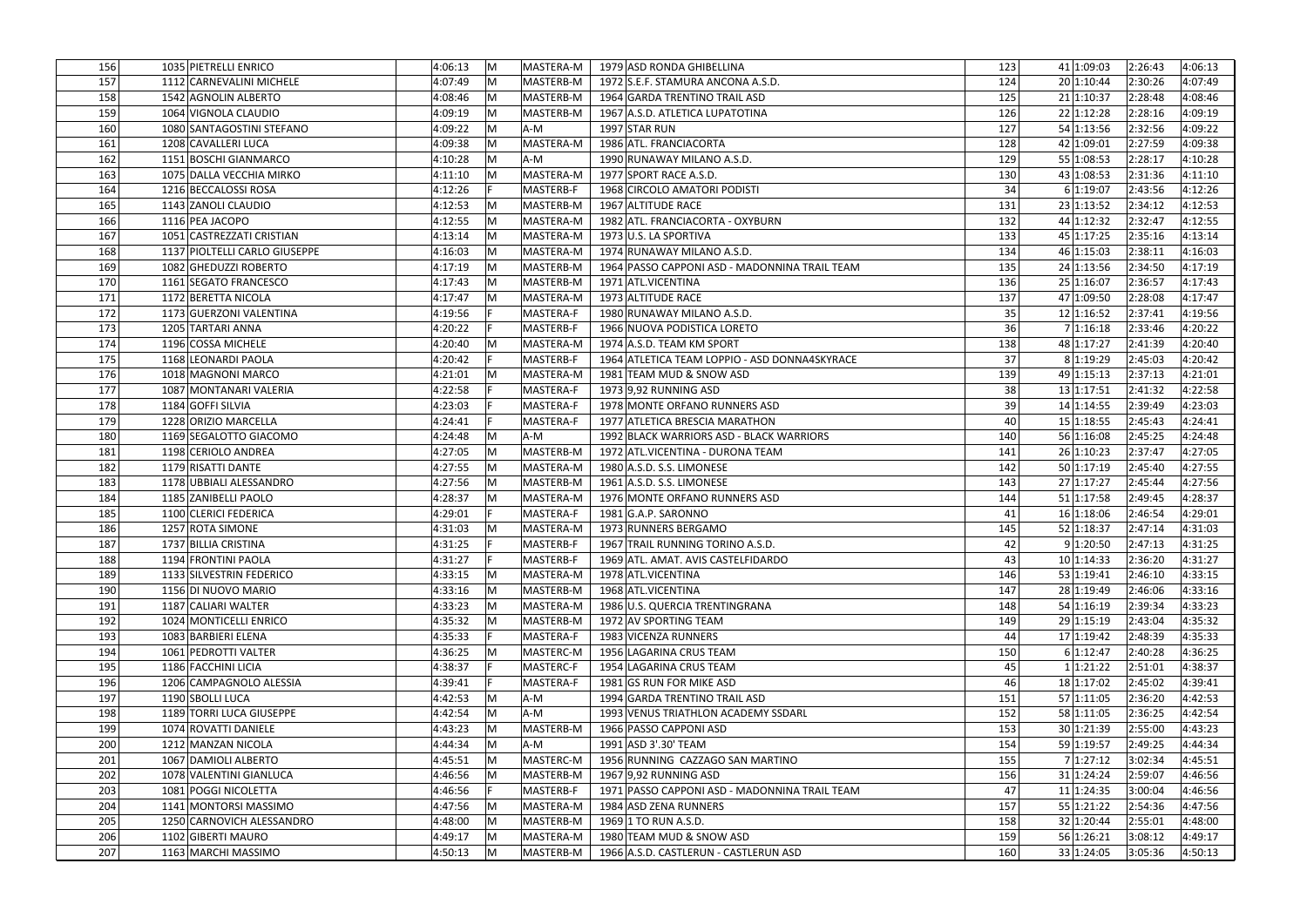| 156 | 1035 | PIETRELLI ENRICO | 4:06:13 | M | MASTERA-M | 1979 | ASD RONDA GHIBELLINA | 123 | 41 | 1:09:03 | 2:26:43 | 4:06:13 |
|---|---|---|---|---|---|---|---|---|---|---|---|---|
| 157 | 1112 | CARNEVALINI MICHELE | 4:07:49 | M | MASTERB-M | 1972 | S.E.F. STAMURA ANCONA A.S.D. | 124 | 20 | 1:10:44 | 2:30:26 | 4:07:49 |
| 158 | 1542 | AGNOLIN ALBERTO | 4:08:46 | M | MASTERB-M | 1964 | GARDA TRENTINO TRAIL ASD | 125 | 21 | 1:10:37 | 2:28:48 | 4:08:46 |
| 159 | 1064 | VIGNOLA CLAUDIO | 4:09:19 | M | MASTERB-M | 1967 | A.S.D. ATLETICA LUPATOTINA | 126 | 22 | 1:12:28 | 2:28:16 | 4:09:19 |
| 160 | 1080 | SANTAGOSTINI STEFANO | 4:09:22 | M | A-M | 1997 | STAR RUN | 127 | 54 | 1:13:56 | 2:32:56 | 4:09:22 |
| 161 | 1208 | CAVALLERI LUCA | 4:09:38 | M | MASTERA-M | 1986 | ATL. FRANCIACORTA | 128 | 42 | 1:09:01 | 2:27:59 | 4:09:38 |
| 162 | 1151 | BOSCHI GIANMARCO | 4:10:28 | M | A-M | 1990 | RUNAWAY MILANO A.S.D. | 129 | 55 | 1:08:53 | 2:28:17 | 4:10:28 |
| 163 | 1075 | DALLA VECCHIA MIRKO | 4:11:10 | M | MASTERA-M | 1977 | SPORT RACE A.S.D. | 130 | 43 | 1:08:53 | 2:31:36 | 4:11:10 |
| 164 | 1216 | BECCALOSSI ROSA | 4:12:26 | F | MASTERB-F | 1968 | CIRCOLO AMATORI PODISTI | 34 | 6 | 1:19:07 | 2:43:56 | 4:12:26 |
| 165 | 1143 | ZANOLI CLAUDIO | 4:12:53 | M | MASTERB-M | 1967 | ALTITUDE RACE | 131 | 23 | 1:13:52 | 2:34:12 | 4:12:53 |
| 166 | 1116 | PEA JACOPO | 4:12:55 | M | MASTERA-M | 1982 | ATL. FRANCIACORTA - OXYBURN | 132 | 44 | 1:12:32 | 2:32:47 | 4:12:55 |
| 167 | 1051 | CASTREZZATI CRISTIAN | 4:13:14 | M | MASTERA-M | 1973 | U.S. LA SPORTIVA | 133 | 45 | 1:17:25 | 2:35:16 | 4:13:14 |
| 168 | 1137 | PIOLTELLI CARLO GIUSEPPE | 4:16:03 | M | MASTERA-M | 1974 | RUNAWAY MILANO A.S.D. | 134 | 46 | 1:15:03 | 2:38:11 | 4:16:03 |
| 169 | 1082 | GHEDUZZI ROBERTO | 4:17:19 | M | MASTERB-M | 1964 | PASSO CAPPONI ASD - MADONNINA TRAIL TEAM | 135 | 24 | 1:13:56 | 2:34:50 | 4:17:19 |
| 170 | 1161 | SEGATO FRANCESCO | 4:17:43 | M | MASTERB-M | 1971 | ATL.VICENTINA | 136 | 25 | 1:16:07 | 2:36:57 | 4:17:43 |
| 171 | 1172 | BERETTA NICOLA | 4:17:47 | M | MASTERA-M | 1973 | ALTITUDE RACE | 137 | 47 | 1:09:50 | 2:28:08 | 4:17:47 |
| 172 | 1173 | GUERZONI VALENTINA | 4:19:56 | F | MASTERA-F | 1980 | RUNAWAY MILANO A.S.D. | 35 | 12 | 1:16:52 | 2:37:41 | 4:19:56 |
| 173 | 1205 | TARTARI ANNA | 4:20:22 | F | MASTERB-F | 1966 | NUOVA PODISTICA LORETO | 36 | 7 | 1:16:18 | 2:33:46 | 4:20:22 |
| 174 | 1196 | COSSA MICHELE | 4:20:40 | M | MASTERA-M | 1974 | A.S.D. TEAM KM SPORT | 138 | 48 | 1:17:27 | 2:41:39 | 4:20:40 |
| 175 | 1168 | LEONARDI PAOLA | 4:20:42 | F | MASTERB-F | 1964 | ATLETICA TEAM LOPPIO - ASD DONNA4SKYRACE | 37 | 8 | 1:19:29 | 2:45:03 | 4:20:42 |
| 176 | 1018 | MAGNONI MARCO | 4:21:01 | M | MASTERA-M | 1981 | TEAM MUD & SNOW ASD | 139 | 49 | 1:15:13 | 2:37:13 | 4:21:01 |
| 177 | 1087 | MONTANARI VALERIA | 4:22:58 | F | MASTERA-F | 1973 | 9,92 RUNNING ASD | 38 | 13 | 1:17:51 | 2:41:32 | 4:22:58 |
| 178 | 1184 | GOFFI SILVIA | 4:23:03 | F | MASTERA-F | 1978 | MONTE ORFANO RUNNERS ASD | 39 | 14 | 1:14:55 | 2:39:49 | 4:23:03 |
| 179 | 1228 | ORIZIO MARCELLA | 4:24:41 | F | MASTERA-F | 1977 | ATLETICA BRESCIA MARATHON | 40 | 15 | 1:18:55 | 2:45:43 | 4:24:41 |
| 180 | 1169 | SEGALOTTO GIACOMO | 4:24:48 | M | A-M | 1992 | BLACK WARRIORS ASD - BLACK WARRIORS | 140 | 56 | 1:16:08 | 2:45:25 | 4:24:48 |
| 181 | 1198 | CERIOLO ANDREA | 4:27:05 | M | MASTERB-M | 1972 | ATL.VICENTINA - DURONA TEAM | 141 | 26 | 1:10:23 | 2:37:47 | 4:27:05 |
| 182 | 1179 | RISATTI DANTE | 4:27:55 | M | MASTERA-M | 1980 | A.S.D. S.S. LIMONESE | 142 | 50 | 1:17:19 | 2:45:40 | 4:27:55 |
| 183 | 1178 | UBBIALI ALESSANDRO | 4:27:56 | M | MASTERB-M | 1961 | A.S.D. S.S. LIMONESE | 143 | 27 | 1:17:27 | 2:45:44 | 4:27:56 |
| 184 | 1185 | ZANIBELLI PAOLO | 4:28:37 | M | MASTERA-M | 1976 | MONTE ORFANO RUNNERS ASD | 144 | 51 | 1:17:58 | 2:49:45 | 4:28:37 |
| 185 | 1100 | CLERICI FEDERICA | 4:29:01 | F | MASTERA-F | 1981 | G.A.P. SARONNO | 41 | 16 | 1:18:06 | 2:46:54 | 4:29:01 |
| 186 | 1257 | ROTA SIMONE | 4:31:03 | M | MASTERA-M | 1973 | RUNNERS BERGAMO | 145 | 52 | 1:18:37 | 2:47:14 | 4:31:03 |
| 187 | 1737 | BILLIA CRISTINA | 4:31:25 | F | MASTERB-F | 1967 | TRAIL RUNNING TORINO A.S.D. | 42 | 9 | 1:20:50 | 2:47:13 | 4:31:25 |
| 188 | 1194 | FRONTINI PAOLA | 4:31:27 | F | MASTERB-F | 1969 | ATL. AMAT. AVIS CASTELFIDARDO | 43 | 10 | 1:14:33 | 2:36:20 | 4:31:27 |
| 189 | 1133 | SILVESTRIN FEDERICO | 4:33:15 | M | MASTERA-M | 1978 | ATL.VICENTINA | 146 | 53 | 1:19:41 | 2:46:10 | 4:33:15 |
| 190 | 1156 | DI NUOVO MARIO | 4:33:16 | M | MASTERB-M | 1968 | ATL.VICENTINA | 147 | 28 | 1:19:49 | 2:46:06 | 4:33:16 |
| 191 | 1187 | CALIARI WALTER | 4:33:23 | M | MASTERA-M | 1986 | U.S. QUERCIA TRENTINGRANA | 148 | 54 | 1:16:19 | 2:39:34 | 4:33:23 |
| 192 | 1024 | MONTICELLI ENRICO | 4:35:32 | M | MASTERB-M | 1972 | AV SPORTING TEAM | 149 | 29 | 1:15:19 | 2:43:04 | 4:35:32 |
| 193 | 1083 | BARBIERI ELENA | 4:35:33 | F | MASTERA-F | 1983 | VICENZA RUNNERS | 44 | 17 | 1:19:42 | 2:48:39 | 4:35:33 |
| 194 | 1061 | PEDROTTI VALTER | 4:36:25 | M | MASTERC-M | 1956 | LAGARINA CRUS TEAM | 150 | 6 | 1:12:47 | 2:40:28 | 4:36:25 |
| 195 | 1186 | FACCHINI LICIA | 4:38:37 | F | MASTERC-F | 1954 | LAGARINA CRUS TEAM | 45 | 1 | 1:21:22 | 2:51:01 | 4:38:37 |
| 196 | 1206 | CAMPAGNOLO ALESSIA | 4:39:41 | F | MASTERA-F | 1981 | GS RUN FOR MIKE ASD | 46 | 18 | 1:17:02 | 2:45:02 | 4:39:41 |
| 197 | 1190 | SBOLLI LUCA | 4:42:53 | M | A-M | 1994 | GARDA TRENTINO TRAIL ASD | 151 | 57 | 1:11:05 | 2:36:20 | 4:42:53 |
| 198 | 1189 | TORRI LUCA GIUSEPPE | 4:42:54 | M | A-M | 1993 | VENUS TRIATHLON ACADEMY SSDARL | 152 | 58 | 1:11:05 | 2:36:25 | 4:42:54 |
| 199 | 1074 | ROVATTI DANIELE | 4:43:23 | M | MASTERB-M | 1966 | PASSO CAPPONI ASD | 153 | 30 | 1:21:39 | 2:55:00 | 4:43:23 |
| 200 | 1212 | MANZAN NICOLA | 4:44:34 | M | A-M | 1991 | ASD 3'.30' TEAM | 154 | 59 | 1:19:57 | 2:49:25 | 4:44:34 |
| 201 | 1067 | DAMIOLI ALBERTO | 4:45:51 | M | MASTERC-M | 1956 | RUNNING CAZZAGO SAN MARTINO | 155 | 7 | 1:27:12 | 3:02:34 | 4:45:51 |
| 202 | 1078 | VALENTINI GIANLUCA | 4:46:56 | M | MASTERB-M | 1967 | 9,92 RUNNING ASD | 156 | 31 | 1:24:24 | 2:59:07 | 4:46:56 |
| 203 | 1081 | POGGI NICOLETTA | 4:46:56 | F | MASTERB-F | 1971 | PASSO CAPPONI ASD - MADONNINA TRAIL TEAM | 47 | 11 | 1:24:35 | 3:00:04 | 4:46:56 |
| 204 | 1141 | MONTORSI MASSIMO | 4:47:56 | M | MASTERA-M | 1984 | ASD ZENA RUNNERS | 157 | 55 | 1:21:22 | 2:54:36 | 4:47:56 |
| 205 | 1250 | CARNOVICH ALESSANDRO | 4:48:00 | M | MASTERB-M | 1969 | 1 TO RUN A.S.D. | 158 | 32 | 1:20:44 | 2:55:01 | 4:48:00 |
| 206 | 1102 | GIBERTI MAURO | 4:49:17 | M | MASTERA-M | 1980 | TEAM MUD & SNOW ASD | 159 | 56 | 1:26:21 | 3:08:12 | 4:49:17 |
| 207 | 1163 | MARCHI MASSIMO | 4:50:13 | M | MASTERB-M | 1966 | A.S.D. CASTLERUN - CASTLERUN ASD | 160 | 33 | 1:24:05 | 3:05:36 | 4:50:13 |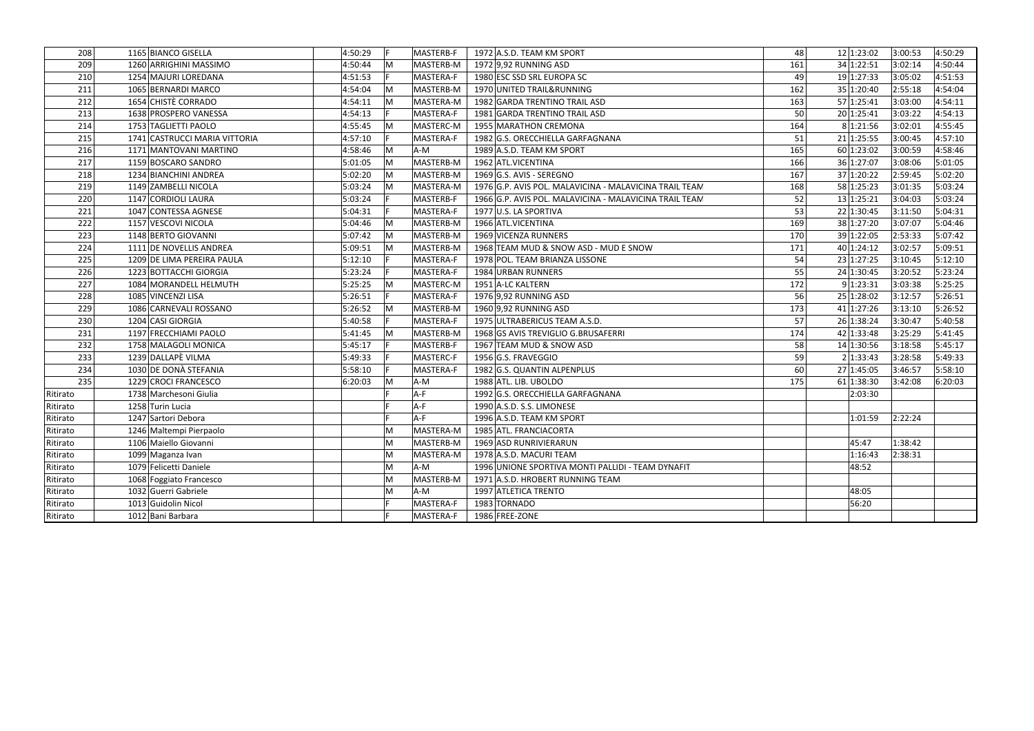| | | | | | | | | | | | | | |
|---|---|---|---|---|---|---|---|---|---|---|---|---|---|
| 208 | 1165 | BIANCO GISELLA | | 4:50:29 | F | MASTERB-F | 1972 | A.S.D. TEAM KM SPORT | 48 | 12 | 1:23:02 | 3:00:53 | 4:50:29 |
| 209 | 1260 | ARRIGHINI MASSIMO | | 4:50:44 | M | MASTERB-M | 1972 | 9,92 RUNNING ASD | 161 | 34 | 1:22:51 | 3:02:14 | 4:50:44 |
| 210 | 1254 | MAJURI LOREDANA | | 4:51:53 | F | MASTERA-F | 1980 | ESC SSD SRL EUROPA SC | 49 | 19 | 1:27:33 | 3:05:02 | 4:51:53 |
| 211 | 1065 | BERNARDI MARCO | | 4:54:04 | M | MASTERB-M | 1970 | UNITED TRAIL&RUNNING | 162 | 35 | 1:20:40 | 2:55:18 | 4:54:04 |
| 212 | 1654 | CHISTÈ CORRADO | | 4:54:11 | M | MASTERA-M | 1982 | GARDA TRENTINO TRAIL ASD | 163 | 57 | 1:25:41 | 3:03:00 | 4:54:11 |
| 213 | 1638 | PROSPERO VANESSA | | 4:54:13 | F | MASTERA-F | 1981 | GARDA TRENTINO TRAIL ASD | 50 | 20 | 1:25:41 | 3:03:22 | 4:54:13 |
| 214 | 1753 | TAGLIETTI PAOLO | | 4:55:45 | M | MASTERC-M | 1955 | MARATHON CREMONA | 164 | 8 | 1:21:56 | 3:02:01 | 4:55:45 |
| 215 | 1741 | CASTRUCCI MARIA VITTORIA | | 4:57:10 | F | MASTERA-F | 1982 | G.S. ORECCHIELLA GARFAGNANA | 51 | 21 | 1:25:55 | 3:00:45 | 4:57:10 |
| 216 | 1171 | MANTOVANI MARTINO | | 4:58:46 | M | A-M | 1989 | A.S.D. TEAM KM SPORT | 165 | 60 | 1:23:02 | 3:00:59 | 4:58:46 |
| 217 | 1159 | BOSCARO SANDRO | | 5:01:05 | M | MASTERB-M | 1962 | ATL.VICENTINA | 166 | 36 | 1:27:07 | 3:08:06 | 5:01:05 |
| 218 | 1234 | BIANCHINI ANDREA | | 5:02:20 | M | MASTERB-M | 1969 | G.S. AVIS - SEREGNO | 167 | 37 | 1:20:22 | 2:59:45 | 5:02:20 |
| 219 | 1149 | ZAMBELLI NICOLA | | 5:03:24 | M | MASTERA-M | 1976 | G.P. AVIS POL. MALAVICINA - MALAVICINA TRAIL TEAM | 168 | 58 | 1:25:23 | 3:01:35 | 5:03:24 |
| 220 | 1147 | CORDIOLI LAURA | | 5:03:24 | F | MASTERB-F | 1966 | G.P. AVIS POL. MALAVICINA - MALAVICINA TRAIL TEAM | 52 | 13 | 1:25:21 | 3:04:03 | 5:03:24 |
| 221 | 1047 | CONTESSA AGNESE | | 5:04:31 | F | MASTERA-F | 1977 | U.S. LA SPORTIVA | 53 | 22 | 1:30:45 | 3:11:50 | 5:04:31 |
| 222 | 1157 | VESCOVI NICOLA | | 5:04:46 | M | MASTERB-M | 1966 | ATL.VICENTINA | 169 | 38 | 1:27:20 | 3:07:07 | 5:04:46 |
| 223 | 1148 | BERTO GIOVANNI | | 5:07:42 | M | MASTERB-M | 1969 | VICENZA RUNNERS | 170 | 39 | 1:22:05 | 2:53:33 | 5:07:42 |
| 224 | 1111 | DE NOVELLIS ANDREA | | 5:09:51 | M | MASTERB-M | 1968 | TEAM MUD & SNOW ASD - MUD E SNOW | 171 | 40 | 1:24:12 | 3:02:57 | 5:09:51 |
| 225 | 1209 | DE LIMA PEREIRA PAULA | | 5:12:10 | F | MASTERA-F | 1978 | POL. TEAM BRIANZA LISSONE | 54 | 23 | 1:27:25 | 3:10:45 | 5:12:10 |
| 226 | 1223 | BOTTACCHI GIORGIA | | 5:23:24 | F | MASTERA-F | 1984 | URBAN RUNNERS | 55 | 24 | 1:30:45 | 3:20:52 | 5:23:24 |
| 227 | 1084 | MORANDELL HELMUTH | | 5:25:25 | M | MASTERC-M | 1951 | A-LC KALTERN | 172 | 9 | 1:23:31 | 3:03:38 | 5:25:25 |
| 228 | 1085 | VINCENZI LISA | | 5:26:51 | F | MASTERA-F | 1976 | 9,92 RUNNING ASD | 56 | 25 | 1:28:02 | 3:12:57 | 5:26:51 |
| 229 | 1086 | CARNEVALI ROSSANO | | 5:26:52 | M | MASTERB-M | 1960 | 9,92 RUNNING ASD | 173 | 41 | 1:27:26 | 3:13:10 | 5:26:52 |
| 230 | 1204 | CASI GIORGIA | | 5:40:58 | F | MASTERA-F | 1975 | ULTRABERICUS TEAM A.S.D. | 57 | 26 | 1:38:24 | 3:30:47 | 5:40:58 |
| 231 | 1197 | FRECCHIAMI PAOLO | | 5:41:45 | M | MASTERB-M | 1968 | GS AVIS TREVIGLIO G.BRUSAFERRI | 174 | 42 | 1:33:48 | 3:25:29 | 5:41:45 |
| 232 | 1758 | MALAGOLI MONICA | | 5:45:17 | F | MASTERB-F | 1967 | TEAM MUD & SNOW ASD | 58 | 14 | 1:30:56 | 3:18:58 | 5:45:17 |
| 233 | 1239 | DALLAPÈ VILMA | | 5:49:33 | F | MASTERC-F | 1956 | G.S. FRAVEGGIO | 59 | 2 | 1:33:43 | 3:28:58 | 5:49:33 |
| 234 | 1030 | DE DONÀ STEFANIA | | 5:58:10 | F | MASTERA-F | 1982 | G.S. QUANTIN ALPENPLUS | 60 | 27 | 1:45:05 | 3:46:57 | 5:58:10 |
| 235 | 1229 | CROCI FRANCESCO | | 6:20:03 | M | A-M | 1988 | ATL. LIB. UBOLDO | 175 | 61 | 1:38:30 | 3:42:08 | 6:20:03 |
| Ritirato | 1738 | Marchesoni Giulia | | | F | A-F | 1992 | G.S. ORECCHIELLA GARFAGNANA | | | 2:03:30 | | |
| Ritirato | 1258 | Turin Lucia | | | F | A-F | 1990 | A.S.D. S.S. LIMONESE | | | | | |
| Ritirato | 1247 | Sartori Debora | | | F | A-F | 1996 | A.S.D. TEAM KM SPORT | | | 1:01:59 | 2:22:24 | |
| Ritirato | 1246 | Maltempi Pierpaolo | | | M | MASTERA-M | 1985 | ATL. FRANCIACORTA | | | | | |
| Ritirato | 1106 | Maiello Giovanni | | | M | MASTERB-M | 1969 | ASD RUNRIVIERARUN | | | 45:47 | 1:38:42 | |
| Ritirato | 1099 | Maganza Ivan | | | M | MASTERA-M | 1978 | A.S.D. MACURI TEAM | | | 1:16:43 | 2:38:31 | |
| Ritirato | 1079 | Felicetti Daniele | | | M | A-M | 1996 | UNIONE SPORTIVA MONTI PALLIDI - TEAM DYNAFIT | | | 48:52 | | |
| Ritirato | 1068 | Foggiato Francesco | | | M | MASTERB-M | 1971 | A.S.D. HROBERT RUNNING TEAM | | | | | |
| Ritirato | 1032 | Guerri Gabriele | | | M | A-M | 1997 | ATLETICA TRENTO | | | 48:05 | | |
| Ritirato | 1013 | Guidolin Nicol | | | F | MASTERA-F | 1983 | TORNADO | | | 56:20 | | |
| Ritirato | 1012 | Bani Barbara | | | F | MASTERA-F | 1986 | FREE-ZONE | | | | | |